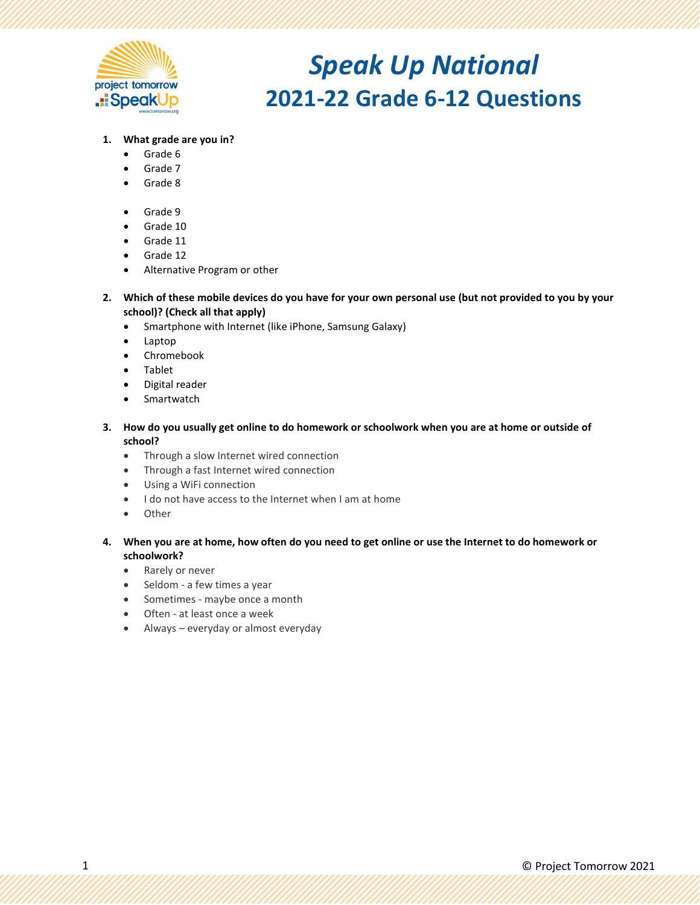# Speak Up National

## 2021-22 Grade 6-12 Questions

1. **What grade are you in?**
   - Grade 6
   - Grade 7
   - Grade 8

   - Grade 9
   - Grade 10
   - Grade 11
   - Grade 12
   - Alternative Program or other

2. **Which of these mobile devices do you have for your own personal use (but not provided to you by your school)? (Check all that apply)**
   - Smartphone with Internet (like iPhone, Samsung Galaxy)
   - Laptop
   - Chromebook
   - Tablet
   - Digital reader
   - Smartwatch

3. **How do you usually get online to do homework or schoolwork when you are at home or outside of school?**
   - Through a slow Internet wired connection
   - Through a fast Internet wired connection
   - Using a WiFi connection
   - I do not have access to the Internet when I am at home
   - Other

4. **When you are at home, how often do you need to get online or use the Internet to do homework or schoolwork?**
   - Rarely or never
   - Seldom - a few times a year
   - Sometimes - maybe once a month
   - Often - at least once a week
   - Always – everyday or almost everyday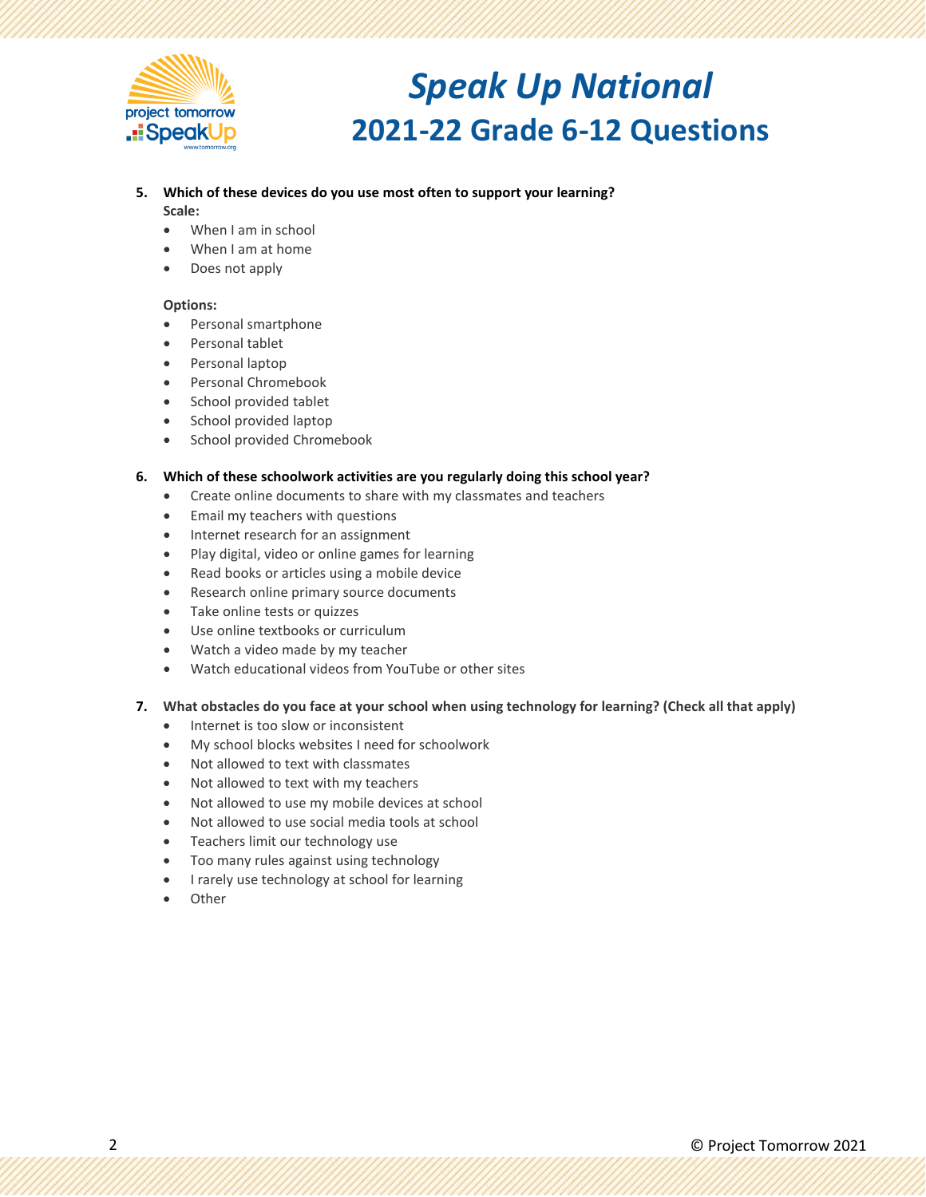# Speak Up National

## 2021-22 Grade 6-12 Questions

5. **Which of these devices do you use most often to support your learning?**

   **Scale:**
   - When I am in school
   - When I am at home
   - Does not apply

   **Options:**
   - Personal smartphone
   - Personal tablet
   - Personal laptop
   - Personal Chromebook
   - School provided tablet
   - School provided laptop
   - School provided Chromebook

6. **Which of these schoolwork activities are you regularly doing this school year?**
   - Create online documents to share with my classmates and teachers
   - Email my teachers with questions
   - Internet research for an assignment
   - Play digital, video or online games for learning
   - Read books or articles using a mobile device
   - Research online primary source documents
   - Take online tests or quizzes
   - Use online textbooks or curriculum
   - Watch a video made by my teacher
   - Watch educational videos from YouTube or other sites

7. **What obstacles do you face at your school when using technology for learning? (Check all that apply)**
   - Internet is too slow or inconsistent
   - My school blocks websites I need for schoolwork
   - Not allowed to text with classmates
   - Not allowed to text with my teachers
   - Not allowed to use my mobile devices at school
   - Not allowed to use social media tools at school
   - Teachers limit our technology use
   - Too many rules against using technology
   - I rarely use technology at school for learning
   - Other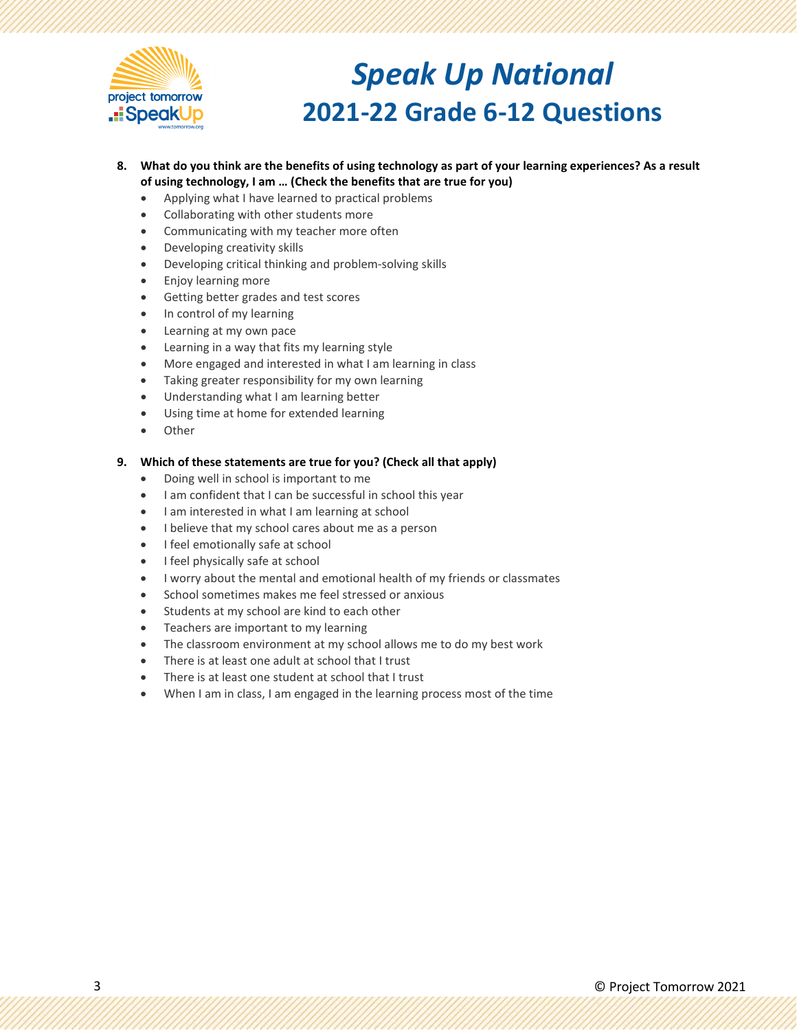# Speak Up National
## 2021-22 Grade 6-12 Questions

8. **What do you think are the benefits of using technology as part of your learning experiences? As a result of using technology, I am … (Check the benefits that are true for you)**
   - Applying what I have learned to practical problems
   - Collaborating with other students more
   - Communicating with my teacher more often
   - Developing creativity skills
   - Developing critical thinking and problem-solving skills
   - Enjoy learning more
   - Getting better grades and test scores
   - In control of my learning
   - Learning at my own pace
   - Learning in a way that fits my learning style
   - More engaged and interested in what I am learning in class
   - Taking greater responsibility for my own learning
   - Understanding what I am learning better
   - Using time at home for extended learning
   - Other

9. **Which of these statements are true for you? (Check all that apply)**
   - Doing well in school is important to me
   - I am confident that I can be successful in school this year
   - I am interested in what I am learning at school
   - I believe that my school cares about me as a person
   - I feel emotionally safe at school
   - I feel physically safe at school
   - I worry about the mental and emotional health of my friends or classmates
   - School sometimes makes me feel stressed or anxious
   - Students at my school are kind to each other
   - Teachers are important to my learning
   - The classroom environment at my school allows me to do my best work
   - There is at least one adult at school that I trust
   - There is at least one student at school that I trust
   - When I am in class, I am engaged in the learning process most of the time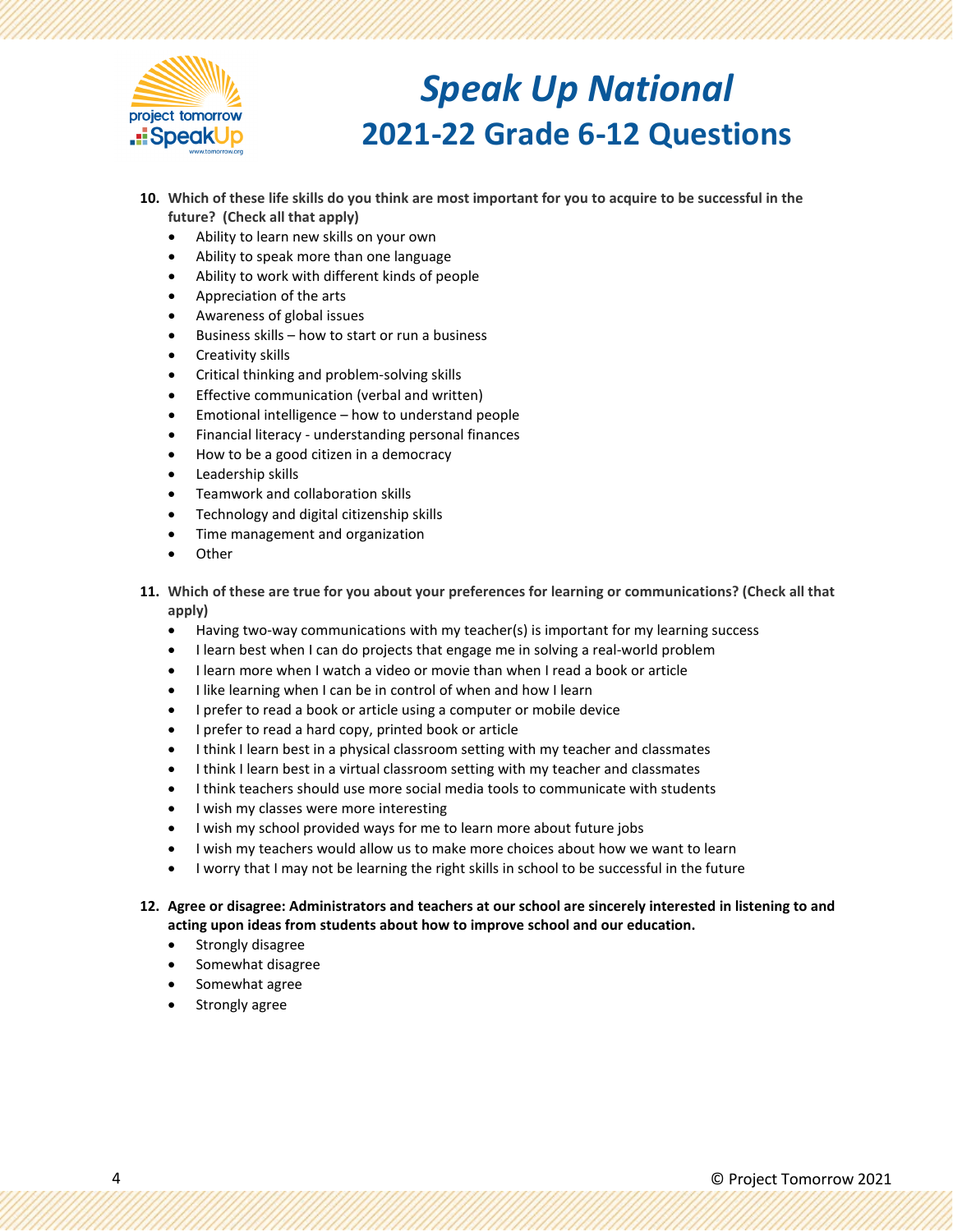# Speak Up National

## 2021-22 Grade 6-12 Questions

**10. Which of these life skills do you think are most important for you to acquire to be successful in the future? (Check all that apply)**

- Ability to learn new skills on your own
- Ability to speak more than one language
- Ability to work with different kinds of people
- Appreciation of the arts
- Awareness of global issues
- Business skills – how to start or run a business
- Creativity skills
- Critical thinking and problem-solving skills
- Effective communication (verbal and written)
- Emotional intelligence – how to understand people
- Financial literacy - understanding personal finances
- How to be a good citizen in a democracy
- Leadership skills
- Teamwork and collaboration skills
- Technology and digital citizenship skills
- Time management and organization
- Other

**11. Which of these are true for you about your preferences for learning or communications? (Check all that apply)**

- Having two-way communications with my teacher(s) is important for my learning success
- I learn best when I can do projects that engage me in solving a real-world problem
- I learn more when I watch a video or movie than when I read a book or article
- I like learning when I can be in control of when and how I learn
- I prefer to read a book or article using a computer or mobile device
- I prefer to read a hard copy, printed book or article
- I think I learn best in a physical classroom setting with my teacher and classmates
- I think I learn best in a virtual classroom setting with my teacher and classmates
- I think teachers should use more social media tools to communicate with students
- I wish my classes were more interesting
- I wish my school provided ways for me to learn more about future jobs
- I wish my teachers would allow us to make more choices about how we want to learn
- I worry that I may not be learning the right skills in school to be successful in the future

**12. Agree or disagree: Administrators and teachers at our school are sincerely interested in listening to and acting upon ideas from students about how to improve school and our education.**

- Strongly disagree
- Somewhat disagree
- Somewhat agree
- Strongly agree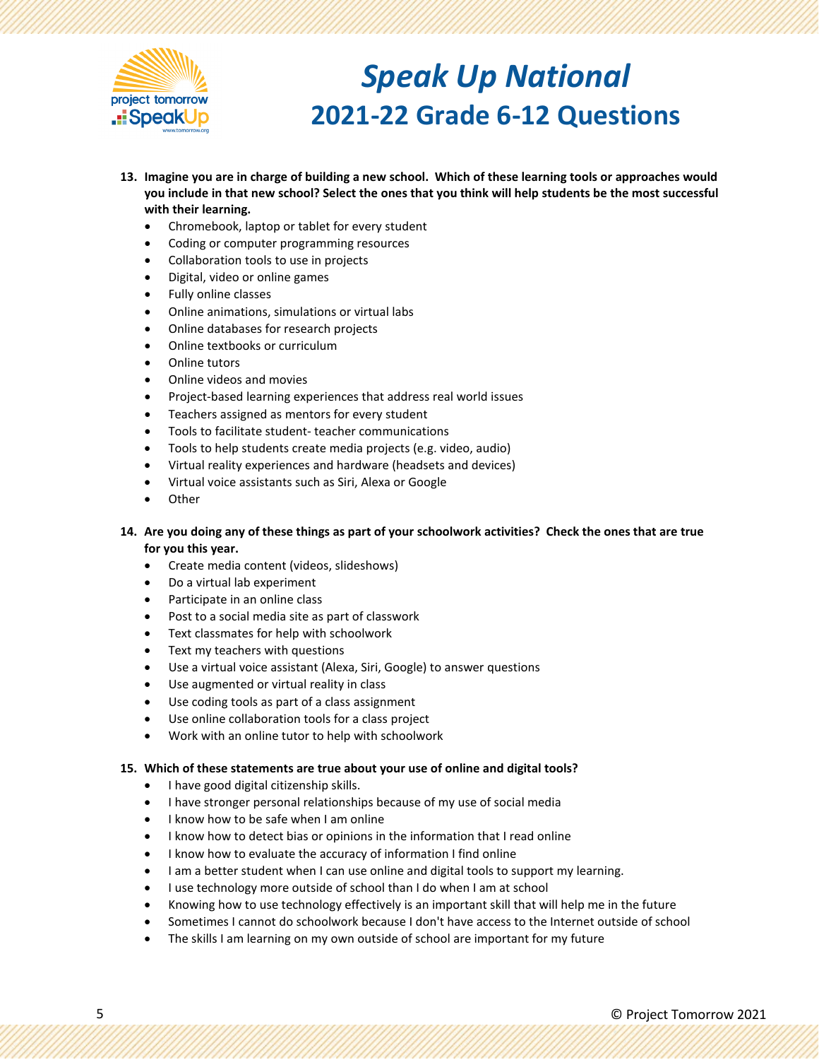# Speak Up National

## 2021-22 Grade 6-12 Questions

**13. Imagine you are in charge of building a new school. Which of these learning tools or approaches would you include in that new school? Select the ones that you think will help students be the most successful with their learning.**

- Chromebook, laptop or tablet for every student
- Coding or computer programming resources
- Collaboration tools to use in projects
- Digital, video or online games
- Fully online classes
- Online animations, simulations or virtual labs
- Online databases for research projects
- Online textbooks or curriculum
- Online tutors
- Online videos and movies
- Project-based learning experiences that address real world issues
- Teachers assigned as mentors for every student
- Tools to facilitate student- teacher communications
- Tools to help students create media projects (e.g. video, audio)
- Virtual reality experiences and hardware (headsets and devices)
- Virtual voice assistants such as Siri, Alexa or Google
- Other

**14. Are you doing any of these things as part of your schoolwork activities? Check the ones that are true for you this year.**

- Create media content (videos, slideshows)
- Do a virtual lab experiment
- Participate in an online class
- Post to a social media site as part of classwork
- Text classmates for help with schoolwork
- Text my teachers with questions
- Use a virtual voice assistant (Alexa, Siri, Google) to answer questions
- Use augmented or virtual reality in class
- Use coding tools as part of a class assignment
- Use online collaboration tools for a class project
- Work with an online tutor to help with schoolwork

**15. Which of these statements are true about your use of online and digital tools?**

- I have good digital citizenship skills.
- I have stronger personal relationships because of my use of social media
- I know how to be safe when I am online
- I know how to detect bias or opinions in the information that I read online
- I know how to evaluate the accuracy of information I find online
- I am a better student when I can use online and digital tools to support my learning.
- I use technology more outside of school than I do when I am at school
- Knowing how to use technology effectively is an important skill that will help me in the future
- Sometimes I cannot do schoolwork because I don't have access to the Internet outside of school
- The skills I am learning on my own outside of school are important for my future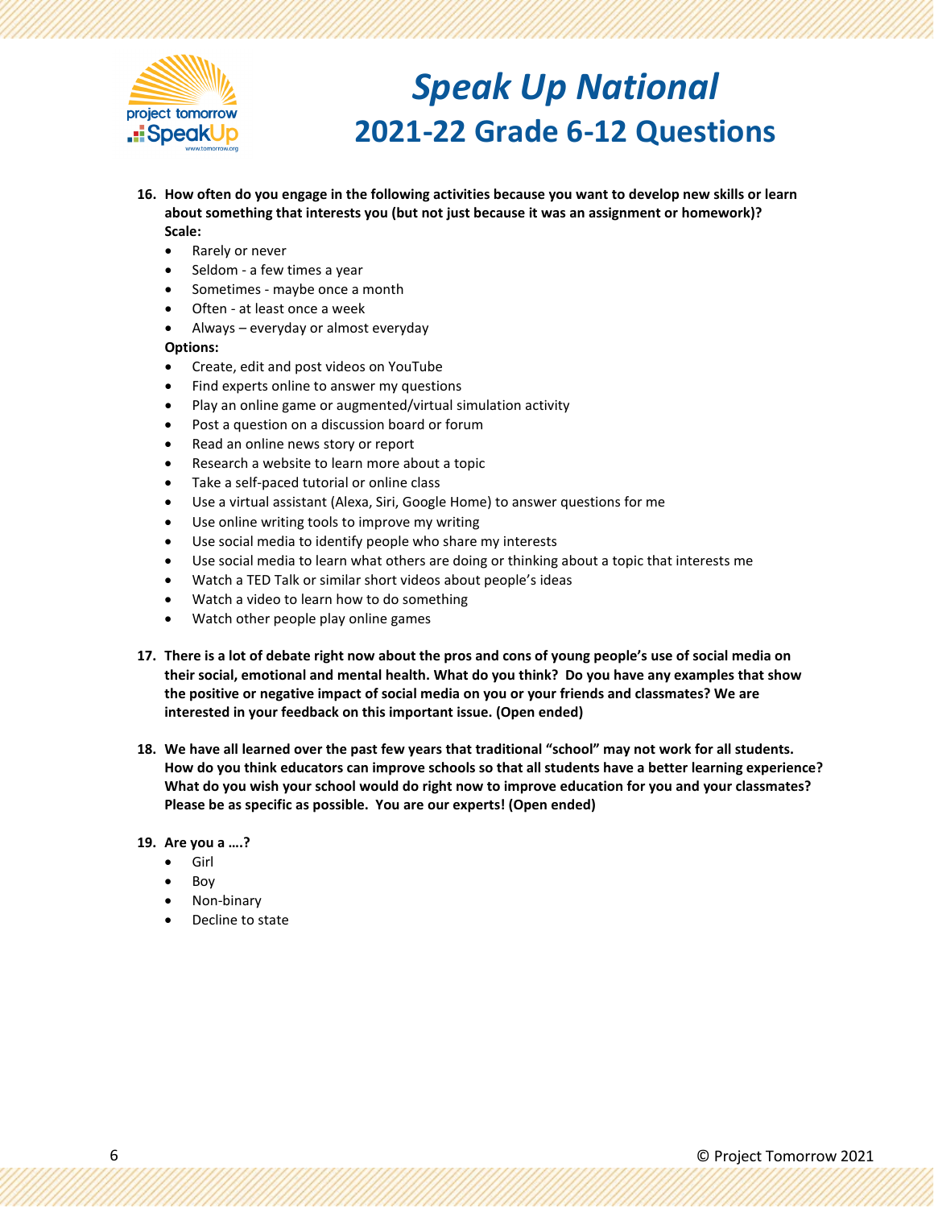# Speak Up National
## 2021-22 Grade 6-12 Questions

16. **How often do you engage in the following activities because you want to develop new skills or learn about something that interests you (but not just because it was an assignment or homework)?**

    **Scale:**
    - Rarely or never
    - Seldom - a few times a year
    - Sometimes - maybe once a month
    - Often - at least once a week
    - Always – everyday or almost everyday

    **Options:**
    - Create, edit and post videos on YouTube
    - Find experts online to answer my questions
    - Play an online game or augmented/virtual simulation activity
    - Post a question on a discussion board or forum
    - Read an online news story or report
    - Research a website to learn more about a topic
    - Take a self-paced tutorial or online class
    - Use a virtual assistant (Alexa, Siri, Google Home) to answer questions for me
    - Use online writing tools to improve my writing
    - Use social media to identify people who share my interests
    - Use social media to learn what others are doing or thinking about a topic that interests me
    - Watch a TED Talk or similar short videos about people's ideas
    - Watch a video to learn how to do something
    - Watch other people play online games

17. **There is a lot of debate right now about the pros and cons of young people's use of social media on their social, emotional and mental health. What do you think? Do you have any examples that show the positive or negative impact of social media on you or your friends and classmates? We are interested in your feedback on this important issue. (Open ended)**

18. **We have all learned over the past few years that traditional "school" may not work for all students. How do you think educators can improve schools so that all students have a better learning experience? What do you wish your school would do right now to improve education for you and your classmates? Please be as specific as possible. You are our experts! (Open ended)**

19. **Are you a ….?**
    - Girl
    - Boy
    - Non-binary
    - Decline to state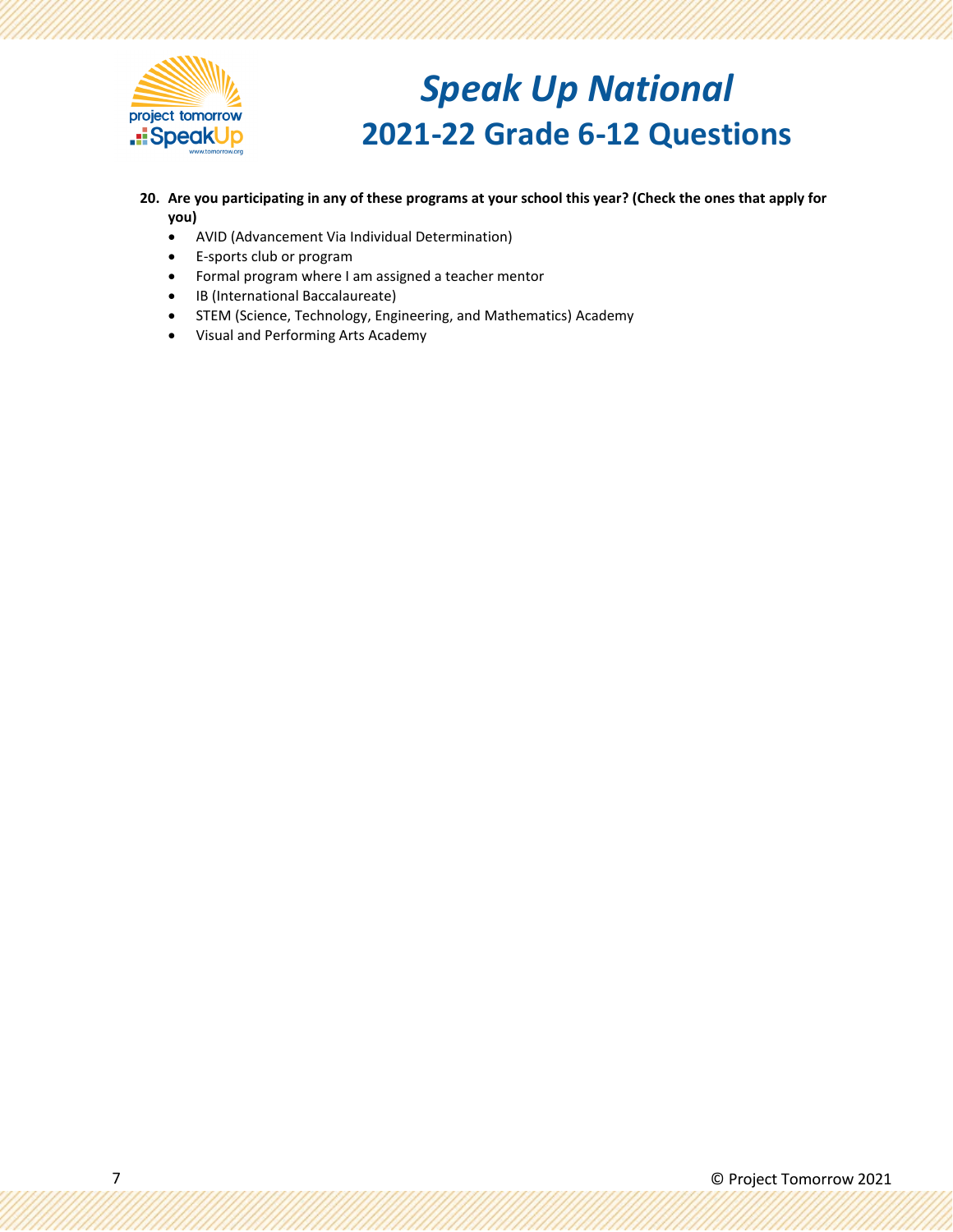20. **Are you participating in any of these programs at your school this year? (Check the ones that apply for you)**
    - AVID (Advancement Via Individual Determination)
    - E-sports club or program
    - Formal program where I am assigned a teacher mentor
    - IB (International Baccalaureate)
    - STEM (Science, Technology, Engineering, and Mathematics) Academy
    - Visual and Performing Arts Academy